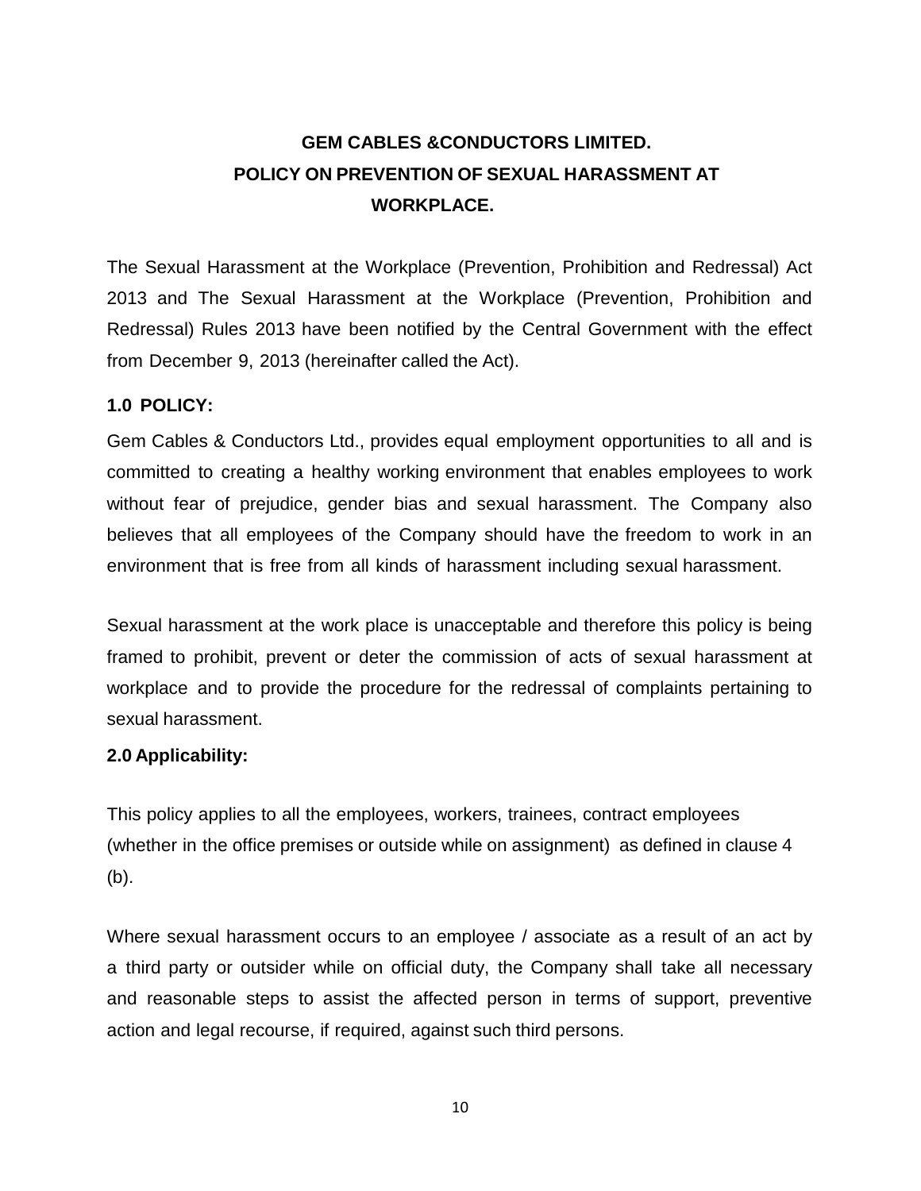# GEM CABLES &CONDUCTORS LIMITED.
# POLICY ON PREVENTION OF SEXUAL HARASSMENT AT WORKPLACE.

The Sexual Harassment at the Workplace (Prevention, Prohibition and Redressal) Act 2013 and The Sexual Harassment at the Workplace (Prevention, Prohibition and Redressal) Rules 2013 have been notified by the Central Government with the effect from December 9, 2013 (hereinafter called the Act).

## 1.0 POLICY:

Gem Cables & Conductors Ltd., provides equal employment opportunities to all and is committed to creating a healthy working environment that enables employees to work without fear of prejudice, gender bias and sexual harassment. The Company also believes that all employees of the Company should have the freedom to work in an environment that is free from all kinds of harassment including sexual harassment.

Sexual harassment at the work place is unacceptable and therefore this policy is being framed to prohibit, prevent or deter the commission of acts of sexual harassment at workplace and to provide the procedure for the redressal of complaints pertaining to sexual harassment.

## 2.0 Applicability:

This policy applies to all the employees, workers, trainees, contract employees (whether in the office premises or outside while on assignment) as defined in clause 4 (b).

Where sexual harassment occurs to an employee / associate as a result of an act by a third party or outsider while on official duty, the Company shall take all necessary and reasonable steps to assist the affected person in terms of support, preventive action and legal recourse, if required, against such third persons.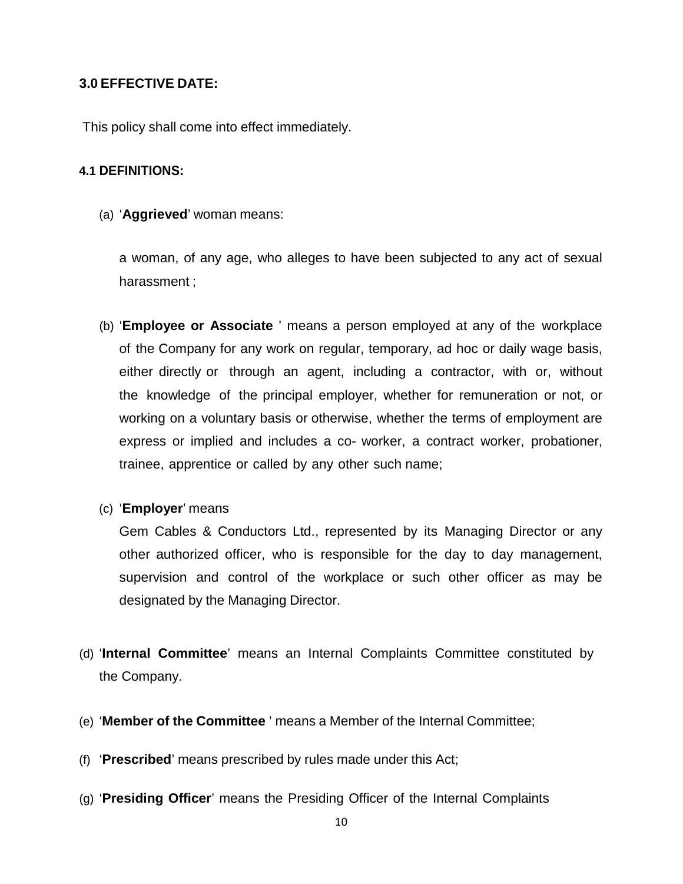**3.0 EFFECTIVE DATE:**

This policy shall come into effect immediately.

**4.1 DEFINITIONS:**

(a) '**Aggrieved**' woman means:

a woman, of any age, who alleges to have been subjected to any act of sexual harassment ;

(b) '**Employee or Associate** ' means a person employed at any of the workplace of the Company for any work on regular, temporary, ad hoc or daily wage basis, either directly or through an agent, including a contractor, with or, without the knowledge of the principal employer, whether for remuneration or not, or working on a voluntary basis or otherwise, whether the terms of employment are express or implied and includes a co- worker, a contract worker, probationer, trainee, apprentice or called by any other such name;

(c) '**Employer**' means
Gem Cables & Conductors Ltd., represented by its Managing Director or any other authorized officer, who is responsible for the day to day management, supervision and control of the workplace or such other officer as may be designated by the Managing Director.

(d) '**Internal Committee**' means an Internal Complaints Committee constituted by the Company.

(e) '**Member of the Committee** ' means a Member of the Internal Committee;

(f) '**Prescribed**' means prescribed by rules made under this Act;

(g) '**Presiding Officer**' means the Presiding Officer of the Internal Complaints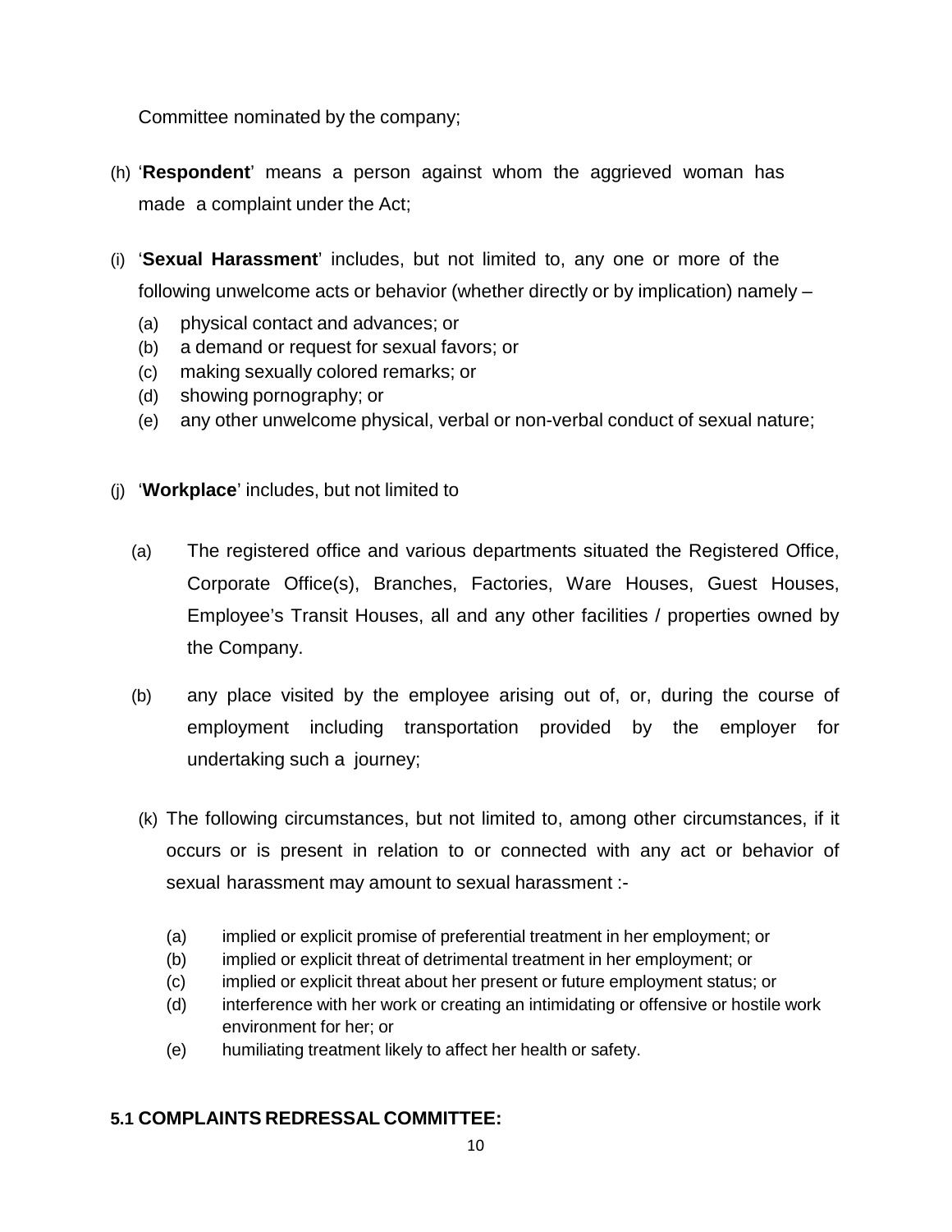Committee nominated by the company;

(h) '**Respondent**' means a person against whom the aggrieved woman has made a complaint under the Act;

(i) '**Sexual Harassment**' includes, but not limited to, any one or more of the following unwelcome acts or behavior (whether directly or by implication) namely –

  (a) physical contact and advances; or
  (b) a demand or request for sexual favors; or
  (c) making sexually colored remarks; or
  (d) showing pornography; or
  (e) any other unwelcome physical, verbal or non-verbal conduct of sexual nature;

(j) '**Workplace**' includes, but not limited to

  (a) The registered office and various departments situated the Registered Office, Corporate Office(s), Branches, Factories, Ware Houses, Guest Houses, Employee's Transit Houses, all and any other facilities / properties owned by the Company.

  (b) any place visited by the employee arising out of, or, during the course of employment including transportation provided by the employer for undertaking such a journey;

(k) The following circumstances, but not limited to, among other circumstances, if it occurs or is present in relation to or connected with any act or behavior of sexual harassment may amount to sexual harassment :-

  (a) implied or explicit promise of preferential treatment in her employment; or
  (b) implied or explicit threat of detrimental treatment in her employment; or
  (c) implied or explicit threat about her present or future employment status; or
  (d) interference with her work or creating an intimidating or offensive or hostile work environment for her; or
  (e) humiliating treatment likely to affect her health or safety.

### 5.1 COMPLAINTS REDRESSAL COMMITTEE: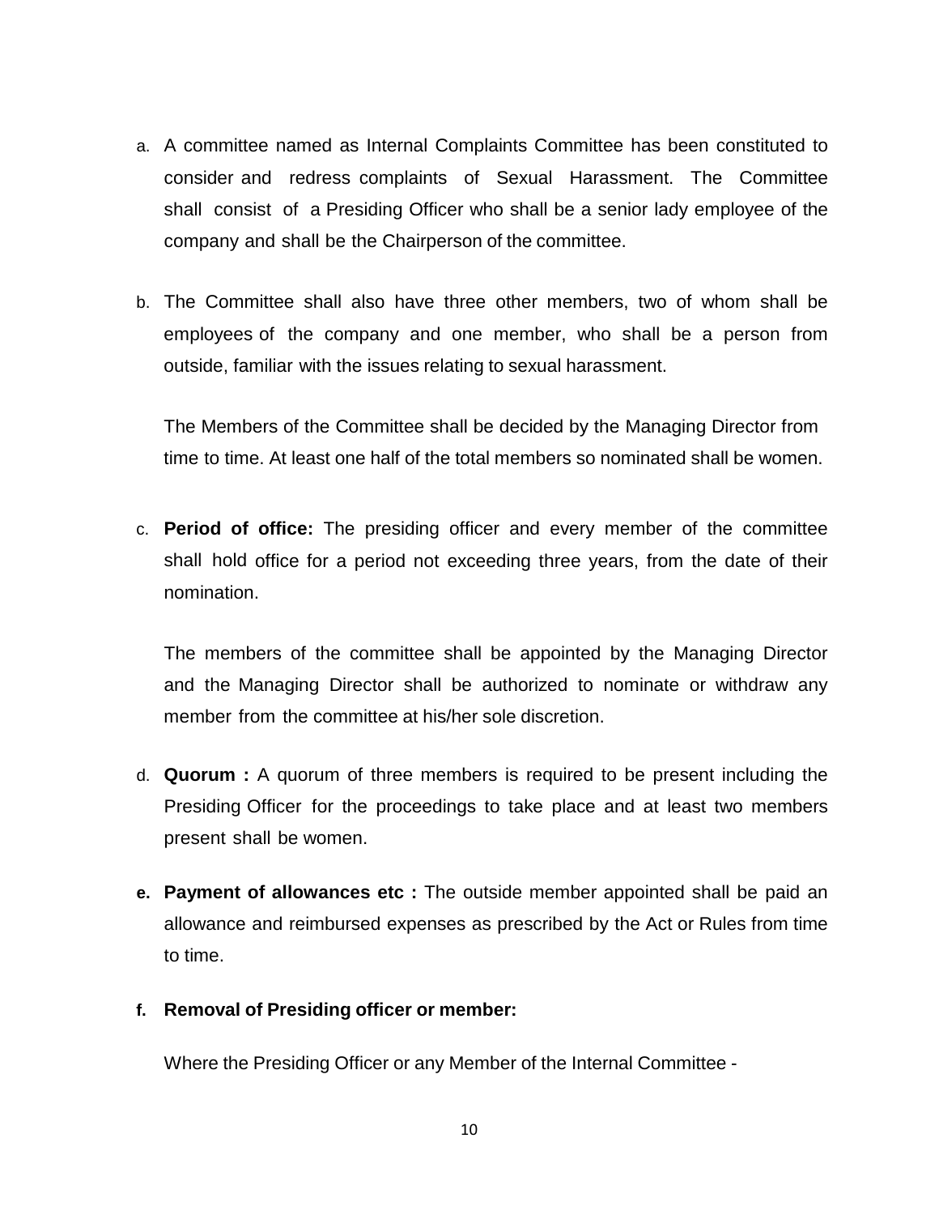a. A committee named as Internal Complaints Committee has been constituted to consider and redress complaints of Sexual Harassment. The Committee shall consist of a Presiding Officer who shall be a senior lady employee of the company and shall be the Chairperson of the committee.

b. The Committee shall also have three other members, two of whom shall be employees of the company and one member, who shall be a person from outside, familiar with the issues relating to sexual harassment.

   The Members of the Committee shall be decided by the Managing Director from time to time. At least one half of the total members so nominated shall be women.

c. **Period of office:** The presiding officer and every member of the committee shall hold office for a period not exceeding three years, from the date of their nomination.

   The members of the committee shall be appointed by the Managing Director and the Managing Director shall be authorized to nominate or withdraw any member from the committee at his/her sole discretion.

d. **Quorum :** A quorum of three members is required to be present including the Presiding Officer for the proceedings to take place and at least two members present shall be women.

e. **Payment of allowances etc :** The outside member appointed shall be paid an allowance and reimbursed expenses as prescribed by the Act or Rules from time to time.

f. **Removal of Presiding officer or member:**

   Where the Presiding Officer or any Member of the Internal Committee -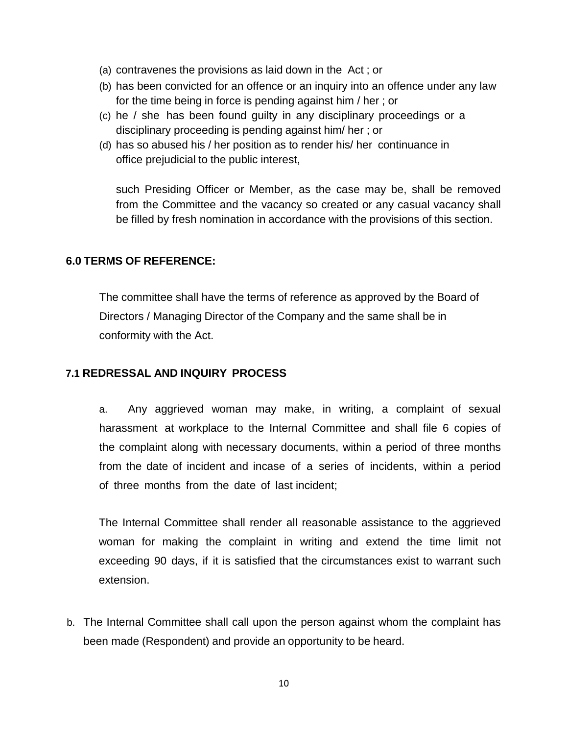(a) contravenes the provisions as laid down in the Act ; or
(b) has been convicted for an offence or an inquiry into an offence under any law for the time being in force is pending against him / her ; or
(c) he / she has been found guilty in any disciplinary proceedings or a disciplinary proceeding is pending against him/ her ; or
(d) has so abused his / her position as to render his/ her continuance in office prejudicial to the public interest,

such Presiding Officer or Member, as the case may be, shall be removed from the Committee and the vacancy so created or any casual vacancy shall be filled by fresh nomination in accordance with the provisions of this section.

**6.0 TERMS OF REFERENCE:**

The committee shall have the terms of reference as approved by the Board of Directors / Managing Director of the Company and the same shall be in conformity with the Act.

**7.1 REDRESSAL AND INQUIRY PROCESS**

a. Any aggrieved woman may make, in writing, a complaint of sexual harassment at workplace to the Internal Committee and shall file 6 copies of the complaint along with necessary documents, within a period of three months from the date of incident and incase of a series of incidents, within a period of three months from the date of last incident;

The Internal Committee shall render all reasonable assistance to the aggrieved woman for making the complaint in writing and extend the time limit not exceeding 90 days, if it is satisfied that the circumstances exist to warrant such extension.

b. The Internal Committee shall call upon the person against whom the complaint has been made (Respondent) and provide an opportunity to be heard.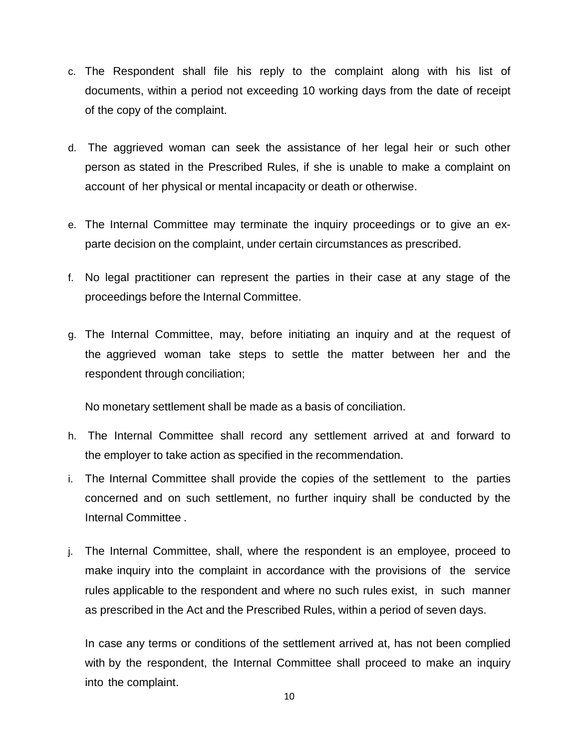c. The Respondent shall file his reply to the complaint along with his list of documents, within a period not exceeding 10 working days from the date of receipt of the copy of the complaint.

d. The aggrieved woman can seek the assistance of her legal heir or such other person as stated in the Prescribed Rules, if she is unable to make a complaint on account of her physical or mental incapacity or death or otherwise.

e. The Internal Committee may terminate the inquiry proceedings or to give an ex-parte decision on the complaint, under certain circumstances as prescribed.

f. No legal practitioner can represent the parties in their case at any stage of the proceedings before the Internal Committee.

g. The Internal Committee, may, before initiating an inquiry and at the request of the aggrieved woman take steps to settle the matter between her and the respondent through conciliation;

   No monetary settlement shall be made as a basis of conciliation.

h. The Internal Committee shall record any settlement arrived at and forward to the employer to take action as specified in the recommendation.

i. The Internal Committee shall provide the copies of the settlement to the parties concerned and on such settlement, no further inquiry shall be conducted by the Internal Committee .

j. The Internal Committee, shall, where the respondent is an employee, proceed to make inquiry into the complaint in accordance with the provisions of the service rules applicable to the respondent and where no such rules exist, in such manner as prescribed in the Act and the Prescribed Rules, within a period of seven days.

   In case any terms or conditions of the settlement arrived at, has not been complied with by the respondent, the Internal Committee shall proceed to make an inquiry into the complaint.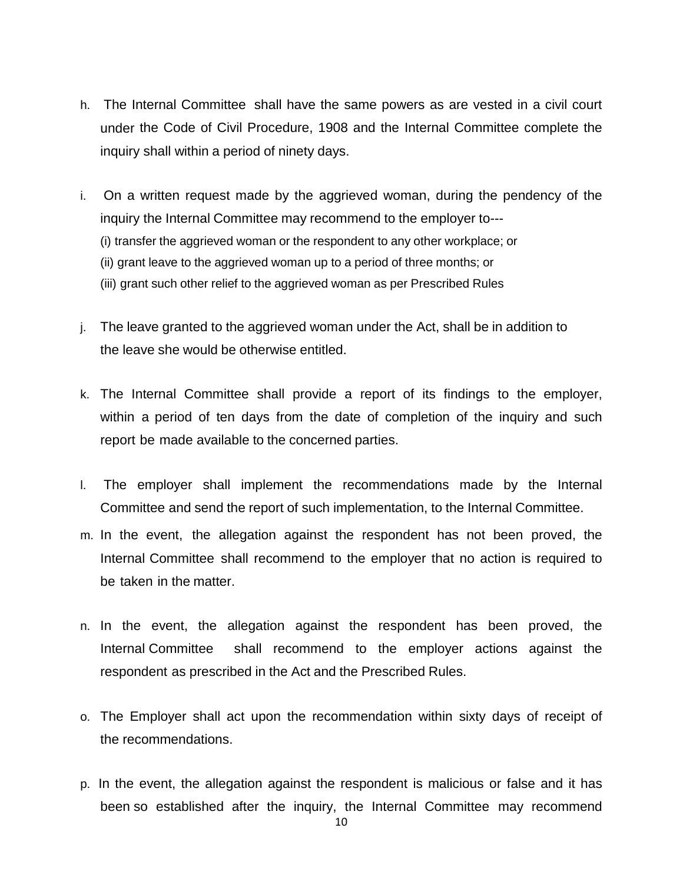h. The Internal Committee shall have the same powers as are vested in a civil court under the Code of Civil Procedure, 1908 and the Internal Committee complete the inquiry shall within a period of ninety days.

i. On a written request made by the aggrieved woman, during the pendency of the inquiry the Internal Committee may recommend to the employer to---
   (i) transfer the aggrieved woman or the respondent to any other workplace; or
   (ii) grant leave to the aggrieved woman up to a period of three months; or
   (iii) grant such other relief to the aggrieved woman as per Prescribed Rules

j. The leave granted to the aggrieved woman under the Act, shall be in addition to the leave she would be otherwise entitled.

k. The Internal Committee shall provide a report of its findings to the employer, within a period of ten days from the date of completion of the inquiry and such report be made available to the concerned parties.

l. The employer shall implement the recommendations made by the Internal Committee and send the report of such implementation, to the Internal Committee.

m. In the event, the allegation against the respondent has not been proved, the Internal Committee shall recommend to the employer that no action is required to be taken in the matter.

n. In the event, the allegation against the respondent has been proved, the Internal Committee shall recommend to the employer actions against the respondent as prescribed in the Act and the Prescribed Rules.

o. The Employer shall act upon the recommendation within sixty days of receipt of the recommendations.

p. In the event, the allegation against the respondent is malicious or false and it has been so established after the inquiry, the Internal Committee may recommend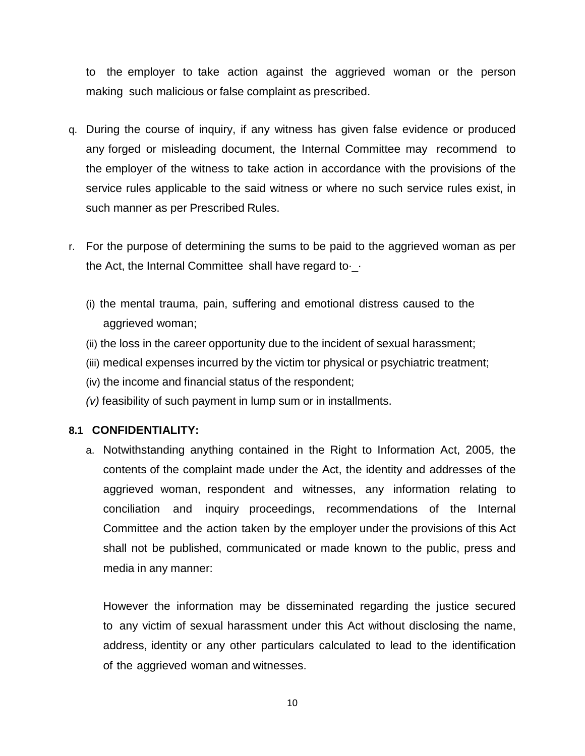to the employer to take action against the aggrieved woman or the person making such malicious or false complaint as prescribed.

q. During the course of inquiry, if any witness has given false evidence or produced any forged or misleading document, the Internal Committee may recommend to the employer of the witness to take action in accordance with the provisions of the service rules applicable to the said witness or where no such service rules exist, in such manner as per Prescribed Rules.

r. For the purpose of determining the sums to be paid to the aggrieved woman as per the Act, the Internal Committee shall have regard to·_·

   (i) the mental trauma, pain, suffering and emotional distress caused to the aggrieved woman;

   (ii) the loss in the career opportunity due to the incident of sexual harassment;

   (iii) medical expenses incurred by the victim tor physical or psychiatric treatment;

   (iv) the income and financial status of the respondent;

   *(v)* feasibility of such payment in lump sum or in installments.

### 8.1 CONFIDENTIALITY:

a. Notwithstanding anything contained in the Right to Information Act, 2005, the contents of the complaint made under the Act, the identity and addresses of the aggrieved woman, respondent and witnesses, any information relating to conciliation and inquiry proceedings, recommendations of the Internal Committee and the action taken by the employer under the provisions of this Act shall not be published, communicated or made known to the public, press and media in any manner:

   However the information may be disseminated regarding the justice secured to any victim of sexual harassment under this Act without disclosing the name, address, identity or any other particulars calculated to lead to the identification of the aggrieved woman and witnesses.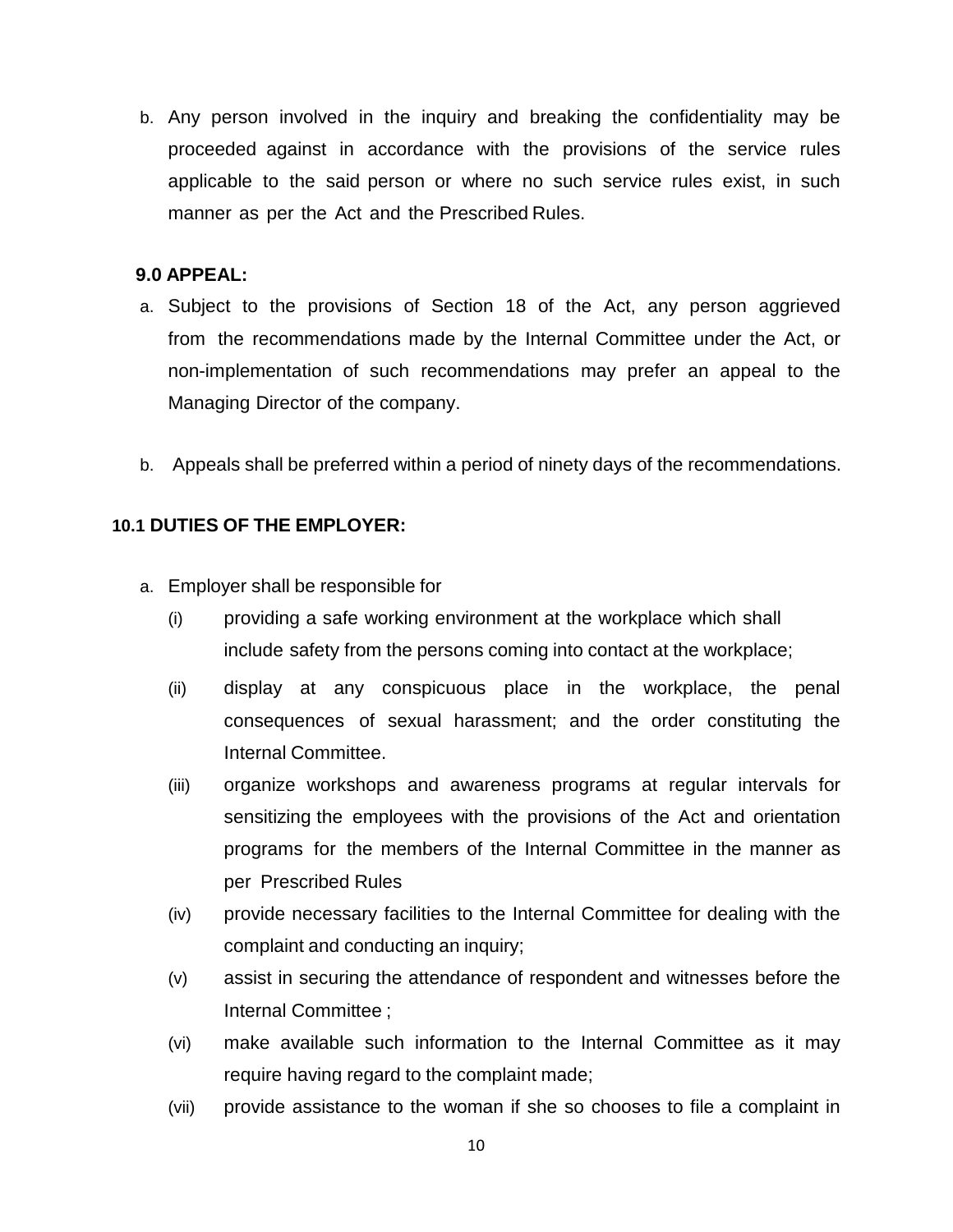b. Any person involved in the inquiry and breaking the confidentiality may be proceeded against in accordance with the provisions of the service rules applicable to the said person or where no such service rules exist, in such manner as per the Act and the Prescribed Rules.

### 9.0 APPEAL:

a. Subject to the provisions of Section 18 of the Act, any person aggrieved from the recommendations made by the Internal Committee under the Act, or non-implementation of such recommendations may prefer an appeal to the Managing Director of the company.

b. Appeals shall be preferred within a period of ninety days of the recommendations.

### 10.1 DUTIES OF THE EMPLOYER:

a. Employer shall be responsible for

   (i) providing a safe working environment at the workplace which shall include safety from the persons coming into contact at the workplace;

   (ii) display at any conspicuous place in the workplace, the penal consequences of sexual harassment; and the order constituting the Internal Committee.

   (iii) organize workshops and awareness programs at regular intervals for sensitizing the employees with the provisions of the Act and orientation programs for the members of the Internal Committee in the manner as per Prescribed Rules

   (iv) provide necessary facilities to the Internal Committee for dealing with the complaint and conducting an inquiry;

   (v) assist in securing the attendance of respondent and witnesses before the Internal Committee ;

   (vi) make available such information to the Internal Committee as it may require having regard to the complaint made;

   (vii) provide assistance to the woman if she so chooses to file a complaint in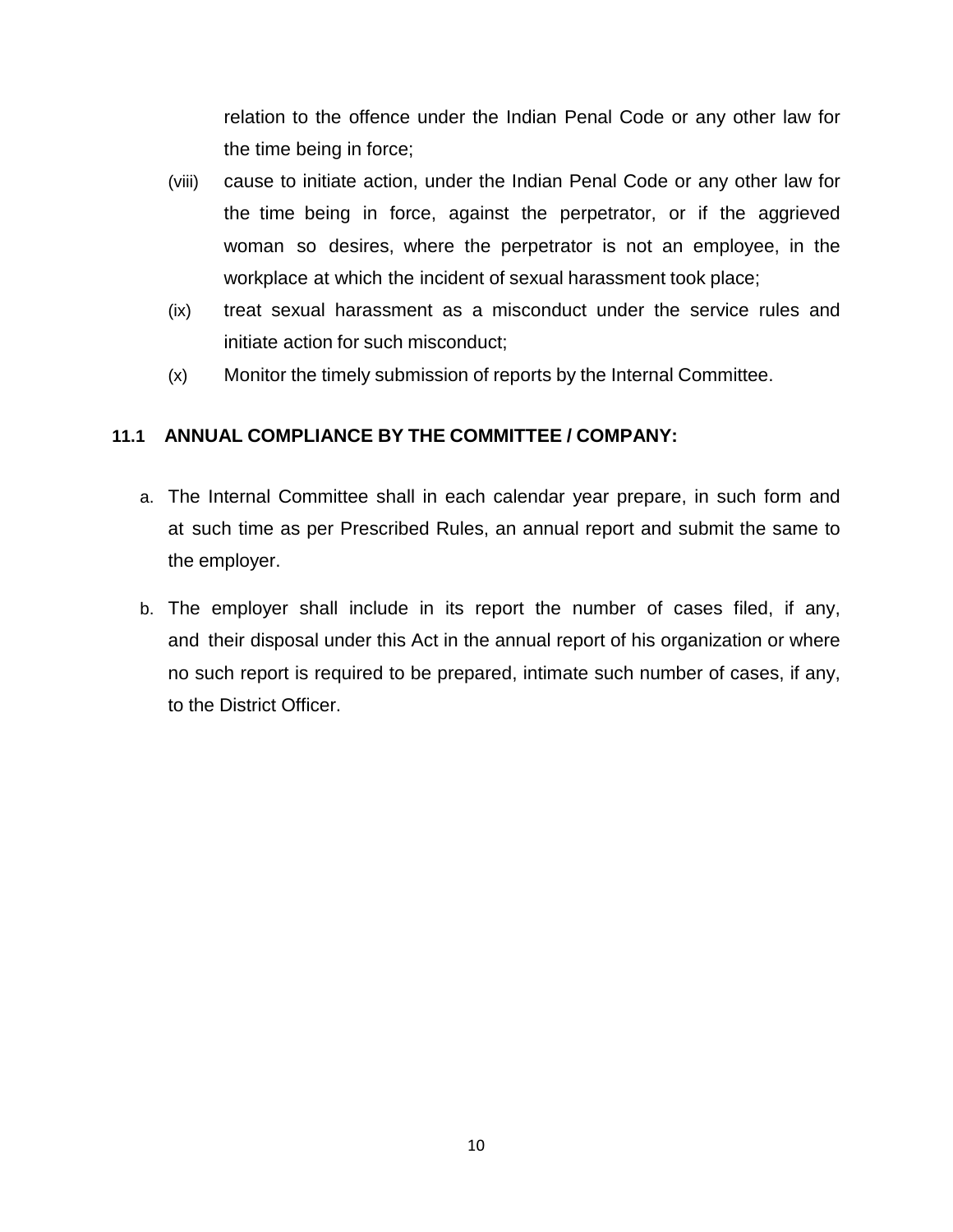relation to the offence under the Indian Penal Code or any other law for the time being in force;

(viii) cause to initiate action, under the Indian Penal Code or any other law for the time being in force, against the perpetrator, or if the aggrieved woman so desires, where the perpetrator is not an employee, in the workplace at which the incident of sexual harassment took place;

(ix) treat sexual harassment as a misconduct under the service rules and initiate action for such misconduct;

(x) Monitor the timely submission of reports by the Internal Committee.

**11.1 ANNUAL COMPLIANCE BY THE COMMITTEE / COMPANY:**

a. The Internal Committee shall in each calendar year prepare, in such form and at such time as per Prescribed Rules, an annual report and submit the same to the employer.

b. The employer shall include in its report the number of cases filed, if any, and their disposal under this Act in the annual report of his organization or where no such report is required to be prepared, intimate such number of cases, if any, to the District Officer.